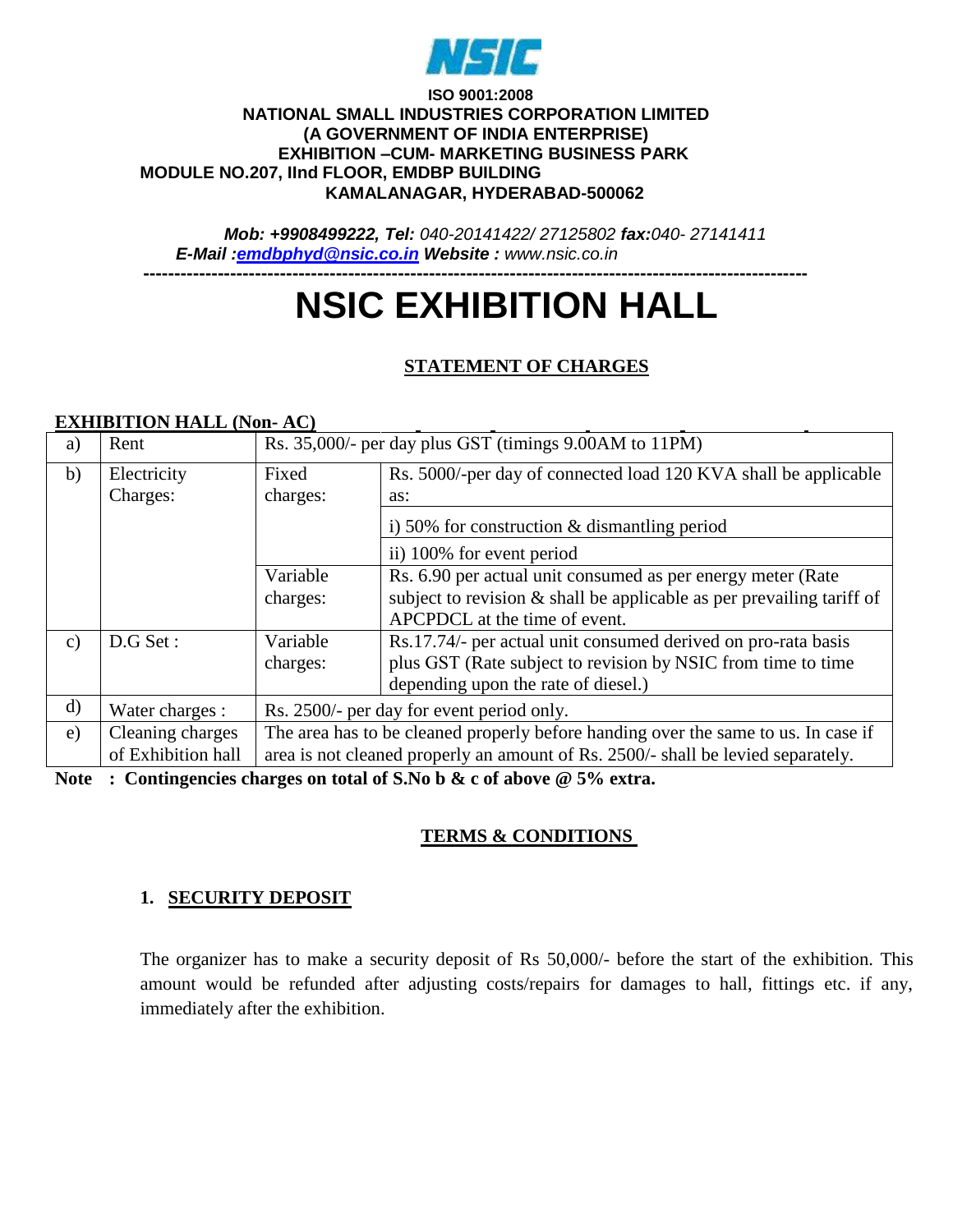**NSIC**

**ISO 9001:2008**
**NATIONAL SMALL INDUSTRIES CORPORATION LIMITED**
**(A GOVERNMENT OF INDIA ENTERPRISE)**
**EXHIBITION –CUM- MARKETING BUSINESS PARK**
**MODULE NO.207, IInd FLOOR, EMDBP BUILDING**
**KAMALANAGAR, HYDERABAD-500062**

***Mob: +9908499222, Tel:*** *040-20141422/ 27125802* ***fax:****040- 27141411*
***E-Mail :****emdbphyd@nsic.co.in* ***Website :*** *www.nsic.co.in*

---

# NSIC EXHIBITION HALL

## STATEMENT OF CHARGES

**EXHIBITION HALL (Non- AC)**

| | | | |
|---|---|---|---|
| a) | Rent | Rs. 35,000/- per day plus GST (timings 9.00AM to 11PM) | |
| b) | Electricity Charges: | Fixed charges: | Rs. 5000/-per day of connected load 120 KVA shall be applicable as: |
| | | | i) 50% for construction & dismantling period |
| | | | ii) 100% for event period |
| | | Variable charges: | Rs. 6.90 per actual unit consumed as per energy meter (Rate subject to revision & shall be applicable as per prevailing tariff of APCPDCL at the time of event. |
| c) | D.G Set : | Variable charges: | Rs.17.74/- per actual unit consumed derived on pro-rata basis plus GST (Rate subject to revision by NSIC from time to time depending upon the rate of diesel.) |
| d) | Water charges : | Rs. 2500/- per day for event period only. | |
| e) | Cleaning charges of Exhibition hall | The area has to be cleaned properly before handing over the same to us. In case if area is not cleaned properly an amount of Rs. 2500/- shall be levied separately. | |

**Note : Contingencies charges on total of S.No b & c of above @ 5% extra.**

## TERMS & CONDITIONS

### 1. SECURITY DEPOSIT

The organizer has to make a security deposit of Rs 50,000/- before the start of the exhibition. This amount would be refunded after adjusting costs/repairs for damages to hall, fittings etc. if any, immediately after the exhibition.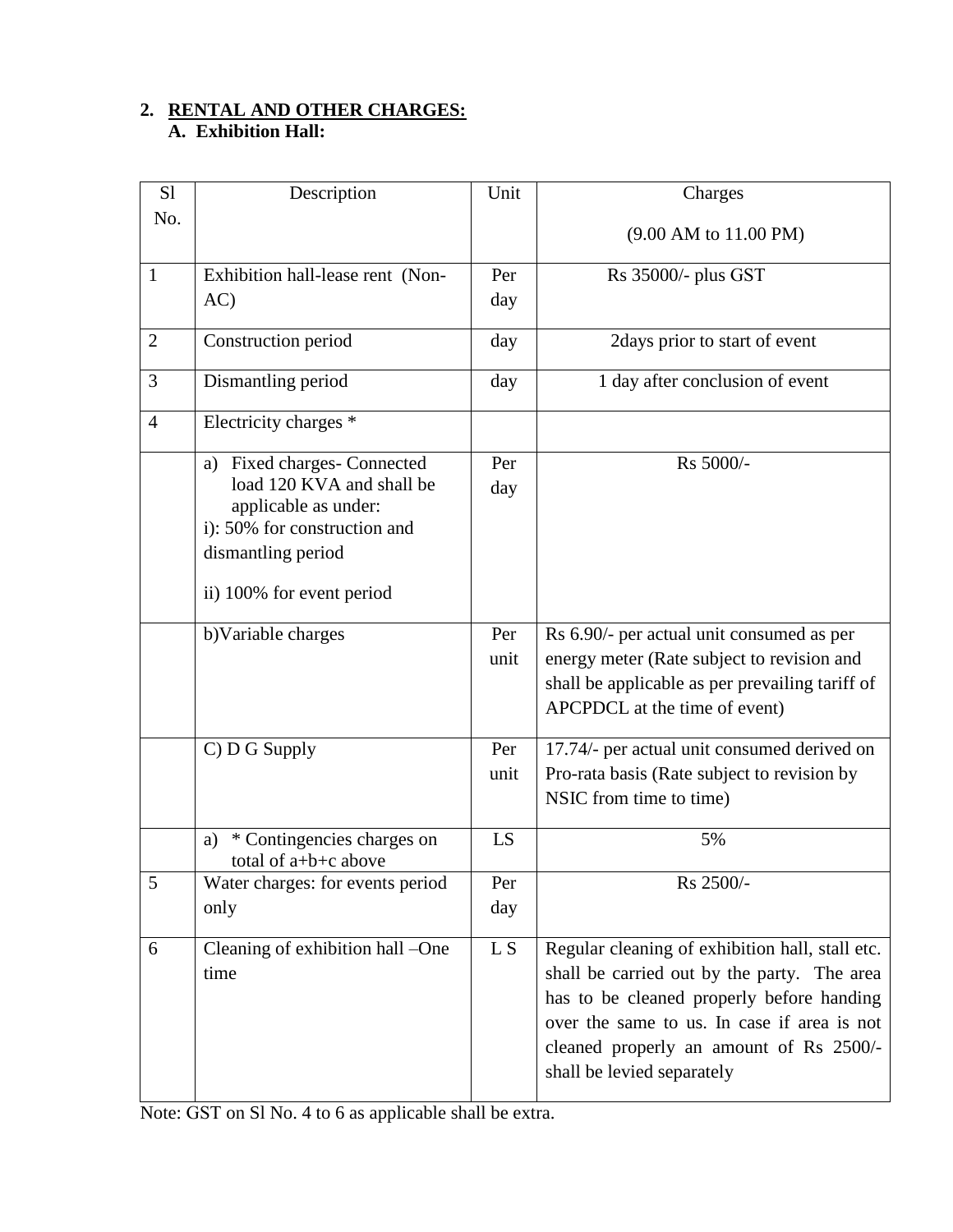## 2. RENTAL AND OTHER CHARGES:

### A. Exhibition Hall:

| Sl No. | Description | Unit | Charges (9.00 AM to 11.00 PM) |
|---|---|---|---|
| 1 | Exhibition hall-lease rent (Non-AC) | Per day | Rs 35000/- plus GST |
| 2 | Construction period | day | 2days prior to start of event |
| 3 | Dismantling period | day | 1 day after conclusion of event |
| 4 | Electricity charges * | | |
| | a) Fixed charges- Connected load 120 KVA and shall be applicable as under: i): 50% for construction and dismantling period ii) 100% for event period | Per day | Rs 5000/- |
| | b)Variable charges | Per unit | Rs 6.90/- per actual unit consumed as per energy meter (Rate subject to revision and shall be applicable as per prevailing tariff of APCPDCL at the time of event) |
| | C) D G Supply | Per unit | 17.74/- per actual unit consumed derived on Pro-rata basis (Rate subject to revision by NSIC from time to time) |
| | a) * Contingencies charges on total of a+b+c above | LS | 5% |
| 5 | Water charges: for events period only | Per day | Rs 2500/- |
| 6 | Cleaning of exhibition hall –One time | L S | Regular cleaning of exhibition hall, stall etc. shall be carried out by the party. The area has to be cleaned properly before handing over the same to us. In case if area is not cleaned properly an amount of Rs 2500/- shall be levied separately |

Note: GST on Sl No. 4 to 6 as applicable shall be extra.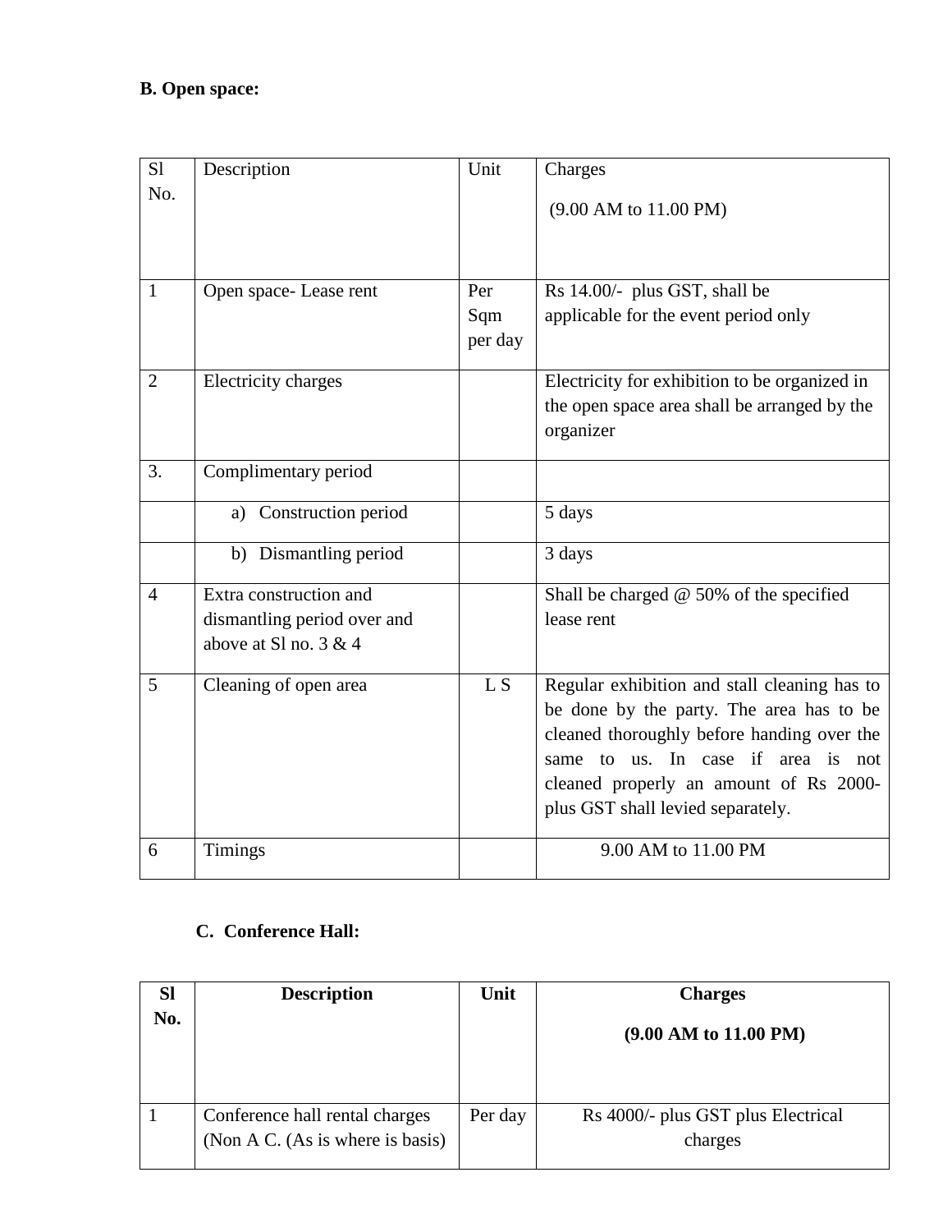**B. Open space:**

| Sl No. | Description | Unit | Charges (9.00 AM to 11.00 PM) |
|---|---|---|---|
| 1 | Open space- Lease rent | Per Sqm per day | Rs 14.00/- plus GST, shall be applicable for the event period only |
| 2 | Electricity charges | | Electricity for exhibition to be organized in the open space area shall be arranged by the organizer |
| 3. | Complimentary period | | |
| | a) Construction period | | 5 days |
| | b) Dismantling period | | 3 days |
| 4 | Extra construction and dismantling period over and above at Sl no. 3 & 4 | | Shall be charged @ 50% of the specified lease rent |
| 5 | Cleaning of open area | L S | Regular exhibition and stall cleaning has to be done by the party. The area has to be cleaned thoroughly before handing over the same to us. In case if area is not cleaned properly an amount of Rs 2000- plus GST shall levied separately. |
| 6 | Timings | | 9.00 AM to 11.00 PM |

**C. Conference Hall:**

| Sl No. | Description | Unit | Charges (9.00 AM to 11.00 PM) |
|---|---|---|---|
| 1 | Conference hall rental charges (Non A C. (As is where is basis) | Per day | Rs 4000/- plus GST plus Electrical charges |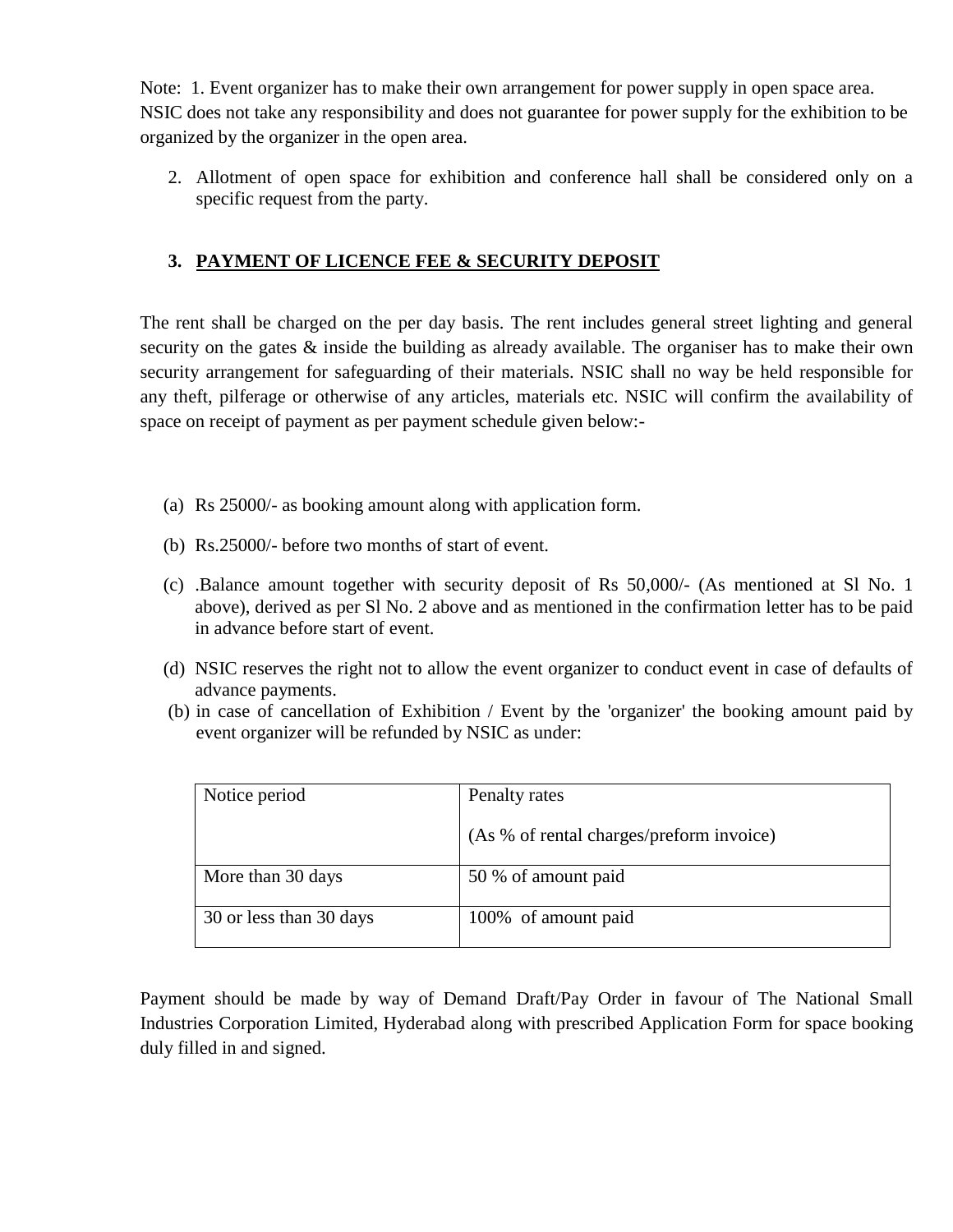Note: 1. Event organizer has to make their own arrangement for power supply in open space area. NSIC does not take any responsibility and does not guarantee for power supply for the exhibition to be organized by the organizer in the open area.

2. Allotment of open space for exhibition and conference hall shall be considered only on a specific request from the party.

### 3. PAYMENT OF LICENCE FEE & SECURITY DEPOSIT

The rent shall be charged on the per day basis. The rent includes general street lighting and general security on the gates & inside the building as already available. The organiser has to make their own security arrangement for safeguarding of their materials. NSIC shall no way be held responsible for any theft, pilferage or otherwise of any articles, materials etc. NSIC will confirm the availability of space on receipt of payment as per payment schedule given below:-

(a) Rs 25000/- as booking amount along with application form.

(b) Rs.25000/- before two months of start of event.

(c) .Balance amount together with security deposit of Rs 50,000/- (As mentioned at Sl No. 1 above), derived as per Sl No. 2 above and as mentioned in the confirmation letter has to be paid in advance before start of event.

(d) NSIC reserves the right not to allow the event organizer to conduct event in case of defaults of advance payments.

(b) in case of cancellation of Exhibition / Event by the 'organizer' the booking amount paid by event organizer will be refunded by NSIC as under:

| Notice period | Penalty rates<br>(As % of rental charges/preform invoice) |
|---|---|
| More than 30 days | 50 % of amount paid |
| 30 or less than 30 days | 100% of amount paid |

Payment should be made by way of Demand Draft/Pay Order in favour of The National Small Industries Corporation Limited, Hyderabad along with prescribed Application Form for space booking duly filled in and signed.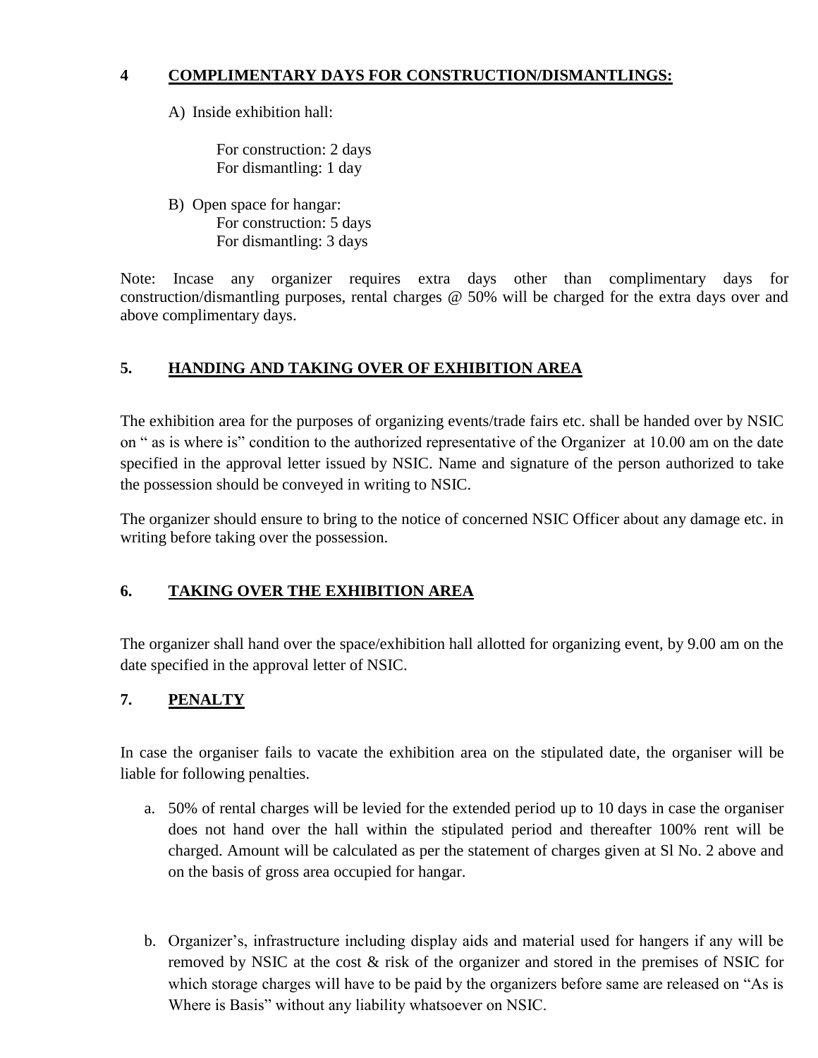## 4 COMPLIMENTARY DAYS FOR CONSTRUCTION/DISMANTLINGS:

A) Inside exhibition hall:

For construction: 2 days
For dismantling: 1 day

B) Open space for hangar:
For construction: 5 days
For dismantling: 3 days

Note: Incase any organizer requires extra days other than complimentary days for construction/dismantling purposes, rental charges @ 50% will be charged for the extra days over and above complimentary days.

## 5. HANDING AND TAKING OVER OF EXHIBITION AREA

The exhibition area for the purposes of organizing events/trade fairs etc. shall be handed over by NSIC on " as is where is" condition to the authorized representative of the Organizer at 10.00 am on the date specified in the approval letter issued by NSIC. Name and signature of the person authorized to take the possession should be conveyed in writing to NSIC.

The organizer should ensure to bring to the notice of concerned NSIC Officer about any damage etc. in writing before taking over the possession.

## 6. TAKING OVER THE EXHIBITION AREA

The organizer shall hand over the space/exhibition hall allotted for organizing event, by 9.00 am on the date specified in the approval letter of NSIC.

## 7. PENALTY

In case the organiser fails to vacate the exhibition area on the stipulated date, the organiser will be liable for following penalties.

a. 50% of rental charges will be levied for the extended period up to 10 days in case the organiser does not hand over the hall within the stipulated period and thereafter 100% rent will be charged. Amount will be calculated as per the statement of charges given at Sl No. 2 above and on the basis of gross area occupied for hangar.

b. Organizer's, infrastructure including display aids and material used for hangers if any will be removed by NSIC at the cost & risk of the organizer and stored in the premises of NSIC for which storage charges will have to be paid by the organizers before same are released on "As is Where is Basis" without any liability whatsoever on NSIC.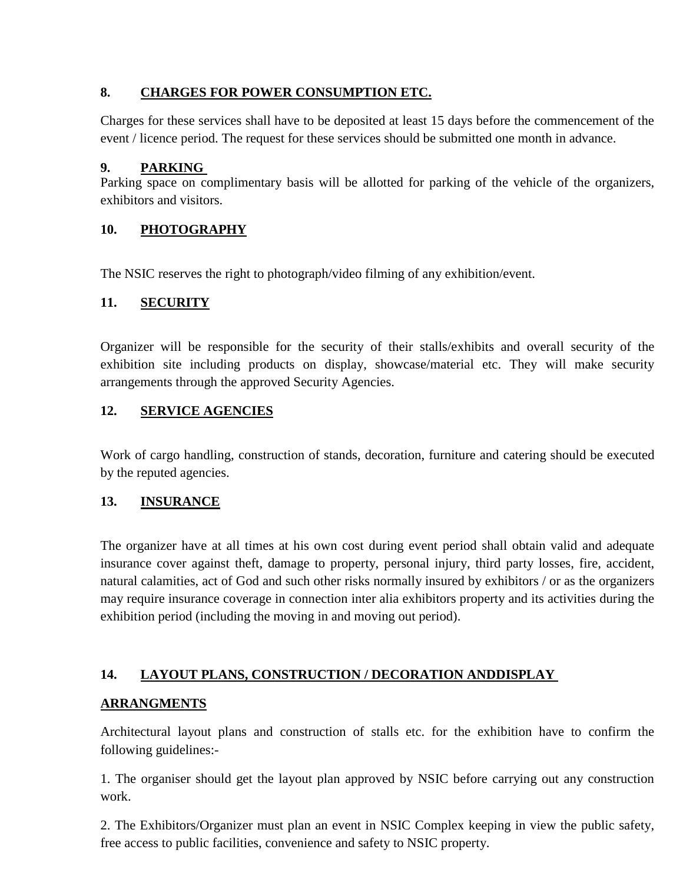## 8. CHARGES FOR POWER CONSUMPTION ETC.

Charges for these services shall have to be deposited at least 15 days before the commencement of the event / licence period. The request for these services should be submitted one month in advance.

## 9. PARKING

Parking space on complimentary basis will be allotted for parking of the vehicle of the organizers, exhibitors and visitors.

## 10. PHOTOGRAPHY

The NSIC reserves the right to photograph/video filming of any exhibition/event.

## 11. SECURITY

Organizer will be responsible for the security of their stalls/exhibits and overall security of the exhibition site including products on display, showcase/material etc. They will make security arrangements through the approved Security Agencies.

## 12. SERVICE AGENCIES

Work of cargo handling, construction of stands, decoration, furniture and catering should be executed by the reputed agencies.

## 13. INSURANCE

The organizer have at all times at his own cost during event period shall obtain valid and adequate insurance cover against theft, damage to property, personal injury, third party losses, fire, accident, natural calamities, act of God and such other risks normally insured by exhibitors / or as the organizers may require insurance coverage in connection inter alia exhibitors property and its activities during the exhibition period (including the moving in and moving out period).

## 14. LAYOUT PLANS, CONSTRUCTION / DECORATION ANDDISPLAY ARRANGMENTS

Architectural layout plans and construction of stalls etc. for the exhibition have to confirm the following guidelines:-

1. The organiser should get the layout plan approved by NSIC before carrying out any construction work.

2. The Exhibitors/Organizer must plan an event in NSIC Complex keeping in view the public safety, free access to public facilities, convenience and safety to NSIC property.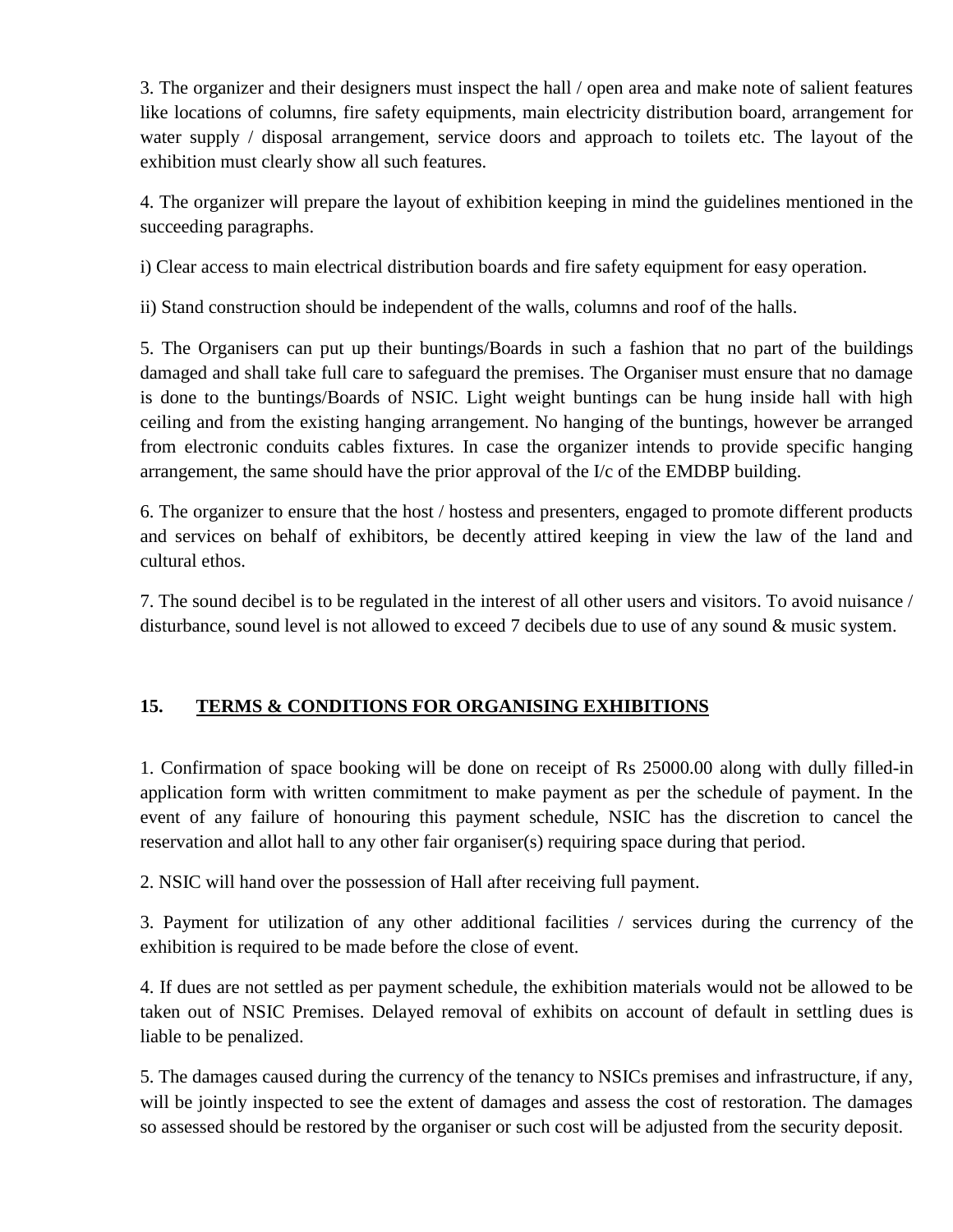3. The organizer and their designers must inspect the hall / open area and make note of salient features like locations of columns, fire safety equipments, main electricity distribution board, arrangement for water supply / disposal arrangement, service doors and approach to toilets etc. The layout of the exhibition must clearly show all such features.

4. The organizer will prepare the layout of exhibition keeping in mind the guidelines mentioned in the succeeding paragraphs.

i) Clear access to main electrical distribution boards and fire safety equipment for easy operation.

ii) Stand construction should be independent of the walls, columns and roof of the halls.

5. The Organisers can put up their buntings/Boards in such a fashion that no part of the buildings damaged and shall take full care to safeguard the premises. The Organiser must ensure that no damage is done to the buntings/Boards of NSIC. Light weight buntings can be hung inside hall with high ceiling and from the existing hanging arrangement. No hanging of the buntings, however be arranged from electronic conduits cables fixtures. In case the organizer intends to provide specific hanging arrangement, the same should have the prior approval of the I/c of the EMDBP building.

6. The organizer to ensure that the host / hostess and presenters, engaged to promote different products and services on behalf of exhibitors, be decently attired keeping in view the law of the land and cultural ethos.

7. The sound decibel is to be regulated in the interest of all other users and visitors. To avoid nuisance / disturbance, sound level is not allowed to exceed 7 decibels due to use of any sound & music system.

## 15. TERMS & CONDITIONS FOR ORGANISING EXHIBITIONS

1. Confirmation of space booking will be done on receipt of Rs 25000.00 along with dully filled-in application form with written commitment to make payment as per the schedule of payment. In the event of any failure of honouring this payment schedule, NSIC has the discretion to cancel the reservation and allot hall to any other fair organiser(s) requiring space during that period.

2. NSIC will hand over the possession of Hall after receiving full payment.

3. Payment for utilization of any other additional facilities / services during the currency of the exhibition is required to be made before the close of event.

4. If dues are not settled as per payment schedule, the exhibition materials would not be allowed to be taken out of NSIC Premises. Delayed removal of exhibits on account of default in settling dues is liable to be penalized.

5. The damages caused during the currency of the tenancy to NSICs premises and infrastructure, if any, will be jointly inspected to see the extent of damages and assess the cost of restoration. The damages so assessed should be restored by the organiser or such cost will be adjusted from the security deposit.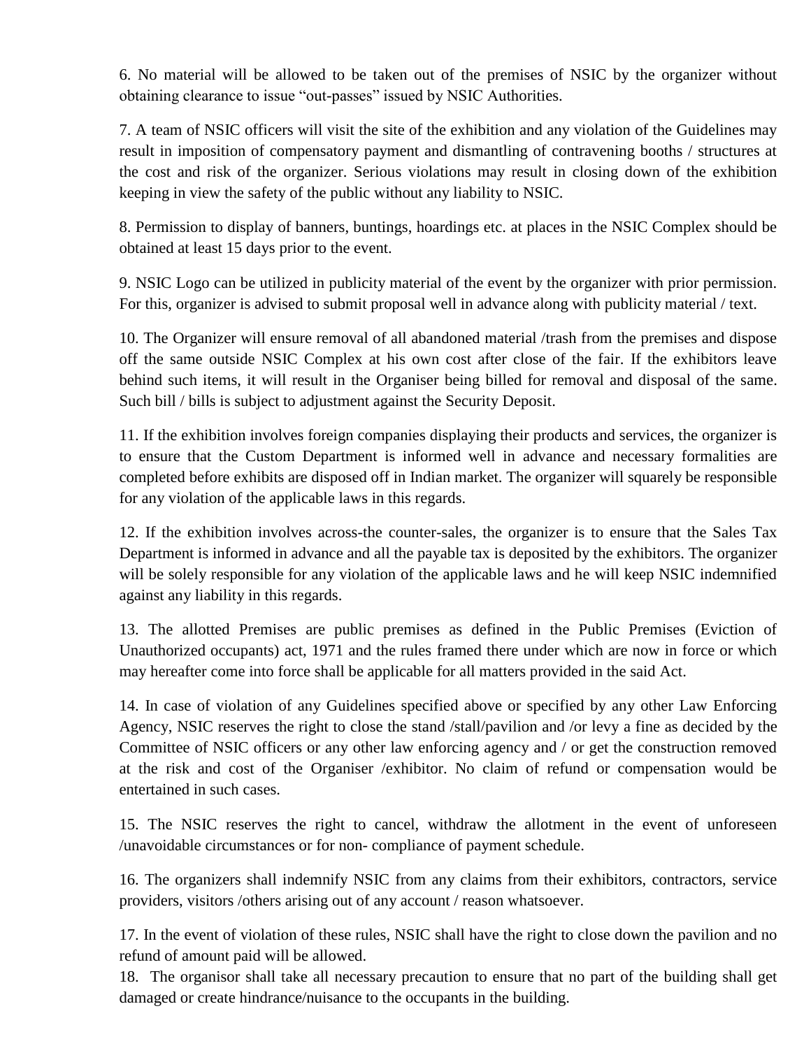6. No material will be allowed to be taken out of the premises of NSIC by the organizer without obtaining clearance to issue "out-passes" issued by NSIC Authorities.

7. A team of NSIC officers will visit the site of the exhibition and any violation of the Guidelines may result in imposition of compensatory payment and dismantling of contravening booths / structures at the cost and risk of the organizer. Serious violations may result in closing down of the exhibition keeping in view the safety of the public without any liability to NSIC.

8. Permission to display of banners, buntings, hoardings etc. at places in the NSIC Complex should be obtained at least 15 days prior to the event.

9. NSIC Logo can be utilized in publicity material of the event by the organizer with prior permission. For this, organizer is advised to submit proposal well in advance along with publicity material / text.

10. The Organizer will ensure removal of all abandoned material /trash from the premises and dispose off the same outside NSIC Complex at his own cost after close of the fair. If the exhibitors leave behind such items, it will result in the Organiser being billed for removal and disposal of the same. Such bill / bills is subject to adjustment against the Security Deposit.

11. If the exhibition involves foreign companies displaying their products and services, the organizer is to ensure that the Custom Department is informed well in advance and necessary formalities are completed before exhibits are disposed off in Indian market. The organizer will squarely be responsible for any violation of the applicable laws in this regards.

12. If the exhibition involves across-the counter-sales, the organizer is to ensure that the Sales Tax Department is informed in advance and all the payable tax is deposited by the exhibitors. The organizer will be solely responsible for any violation of the applicable laws and he will keep NSIC indemnified against any liability in this regards.

13. The allotted Premises are public premises as defined in the Public Premises (Eviction of Unauthorized occupants) act, 1971 and the rules framed there under which are now in force or which may hereafter come into force shall be applicable for all matters provided in the said Act.

14. In case of violation of any Guidelines specified above or specified by any other Law Enforcing Agency, NSIC reserves the right to close the stand /stall/pavilion and /or levy a fine as decided by the Committee of NSIC officers or any other law enforcing agency and / or get the construction removed at the risk and cost of the Organiser /exhibitor. No claim of refund or compensation would be entertained in such cases.

15. The NSIC reserves the right to cancel, withdraw the allotment in the event of unforeseen /unavoidable circumstances or for non- compliance of payment schedule.

16. The organizers shall indemnify NSIC from any claims from their exhibitors, contractors, service providers, visitors /others arising out of any account / reason whatsoever.

17. In the event of violation of these rules, NSIC shall have the right to close down the pavilion and no refund of amount paid will be allowed.

18. The organisor shall take all necessary precaution to ensure that no part of the building shall get damaged or create hindrance/nuisance to the occupants in the building.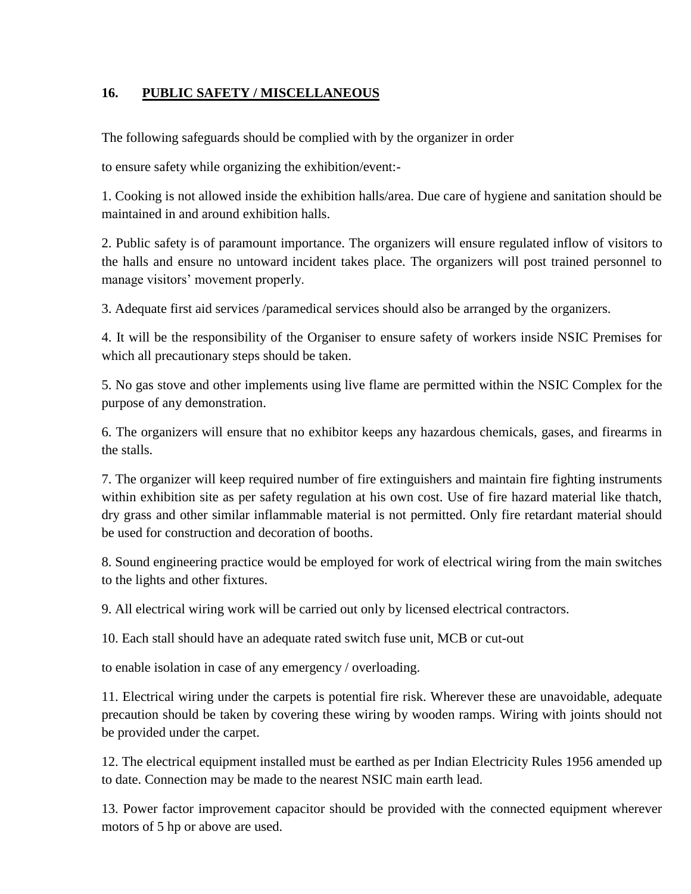## 16. PUBLIC SAFETY / MISCELLANEOUS

The following safeguards should be complied with by the organizer in order

to ensure safety while organizing the exhibition/event:-

1. Cooking is not allowed inside the exhibition halls/area. Due care of hygiene and sanitation should be maintained in and around exhibition halls.

2. Public safety is of paramount importance. The organizers will ensure regulated inflow of visitors to the halls and ensure no untoward incident takes place. The organizers will post trained personnel to manage visitors' movement properly.

3. Adequate first aid services /paramedical services should also be arranged by the organizers.

4. It will be the responsibility of the Organiser to ensure safety of workers inside NSIC Premises for which all precautionary steps should be taken.

5. No gas stove and other implements using live flame are permitted within the NSIC Complex for the purpose of any demonstration.

6. The organizers will ensure that no exhibitor keeps any hazardous chemicals, gases, and firearms in the stalls.

7. The organizer will keep required number of fire extinguishers and maintain fire fighting instruments within exhibition site as per safety regulation at his own cost. Use of fire hazard material like thatch, dry grass and other similar inflammable material is not permitted. Only fire retardant material should be used for construction and decoration of booths.

8. Sound engineering practice would be employed for work of electrical wiring from the main switches to the lights and other fixtures.

9. All electrical wiring work will be carried out only by licensed electrical contractors.

10. Each stall should have an adequate rated switch fuse unit, MCB or cut-out

to enable isolation in case of any emergency / overloading.

11. Electrical wiring under the carpets is potential fire risk. Wherever these are unavoidable, adequate precaution should be taken by covering these wiring by wooden ramps. Wiring with joints should not be provided under the carpet.

12. The electrical equipment installed must be earthed as per Indian Electricity Rules 1956 amended up to date. Connection may be made to the nearest NSIC main earth lead.

13. Power factor improvement capacitor should be provided with the connected equipment wherever motors of 5 hp or above are used.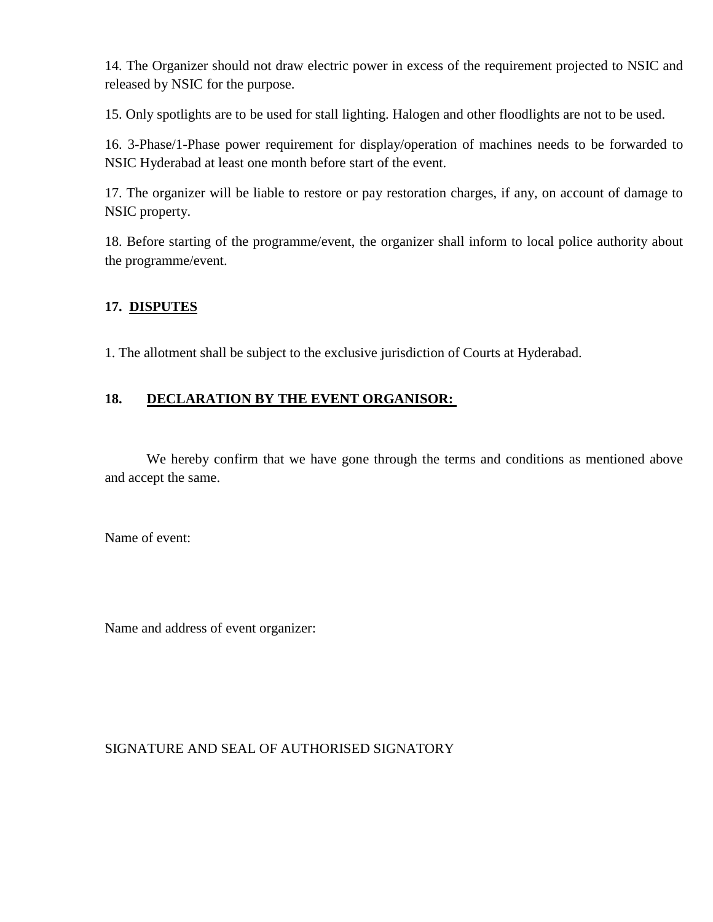14. The Organizer should not draw electric power in excess of the requirement projected to NSIC and released by NSIC for the purpose.

15. Only spotlights are to be used for stall lighting. Halogen and other floodlights are not to be used.

16. 3-Phase/1-Phase power requirement for display/operation of machines needs to be forwarded to NSIC Hyderabad at least one month before start of the event.

17. The organizer will be liable to restore or pay restoration charges, if any, on account of damage to NSIC property.

18. Before starting of the programme/event, the organizer shall inform to local police authority about the programme/event.

## 17. DISPUTES

1. The allotment shall be subject to the exclusive jurisdiction of Courts at Hyderabad.

## 18. DECLARATION BY THE EVENT ORGANISOR:

We hereby confirm that we have gone through the terms and conditions as mentioned above and accept the same.

Name of event:

Name and address of event organizer:

SIGNATURE AND SEAL OF AUTHORISED SIGNATORY